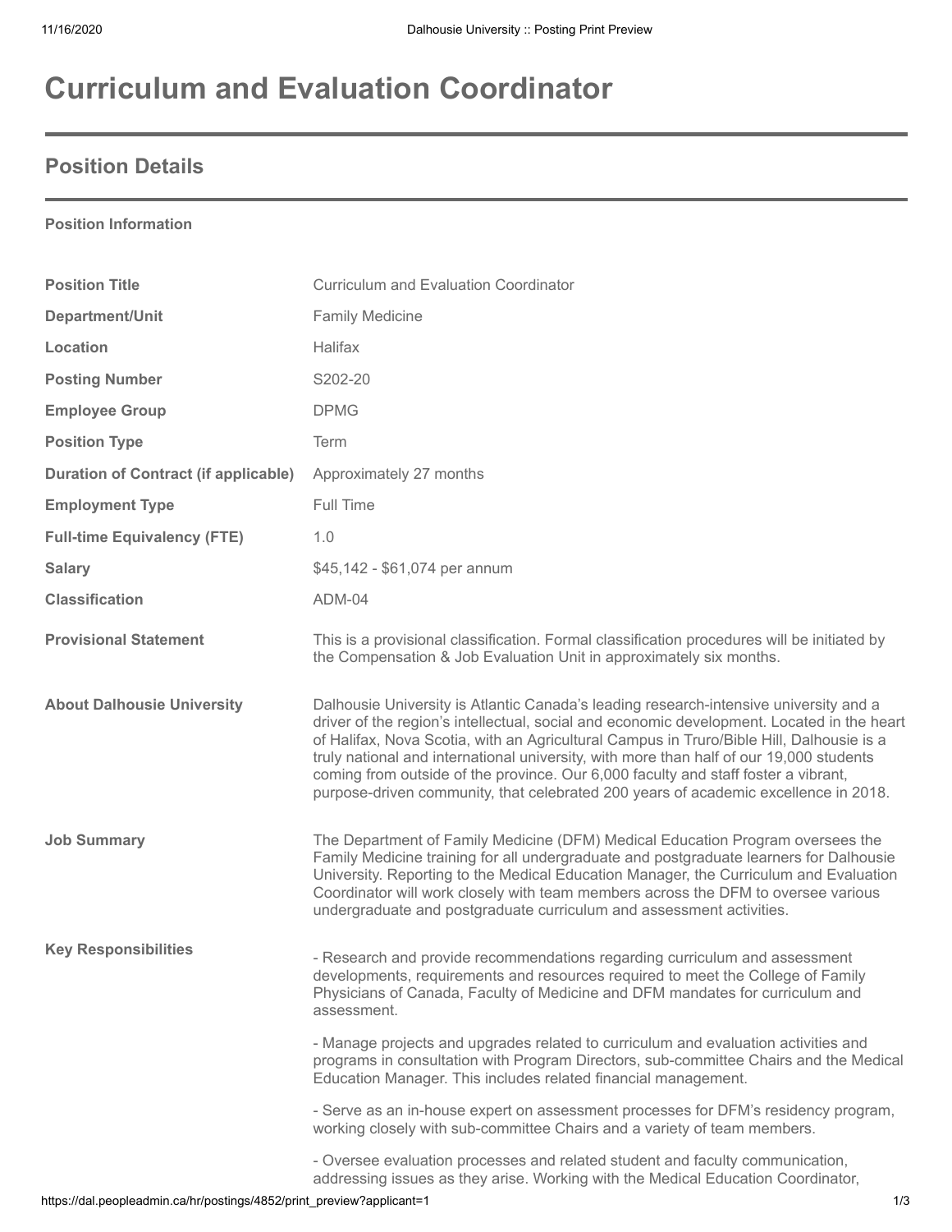# Curriculum and Evaluation Coordinator

## Position Details

### Position Information

| | |
|---|---|
| **Position Title** | Curriculum and Evaluation Coordinator |
| **Department/Unit** | Family Medicine |
| **Location** | Halifax |
| **Posting Number** | S202-20 |
| **Employee Group** | DPMG |
| **Position Type** | Term |
| **Duration of Contract (if applicable)** | Approximately 27 months |
| **Employment Type** | Full Time |
| **Full-time Equivalency (FTE)** | 1.0 |
| **Salary** | $45,142 - $61,074 per annum |
| **Classification** | ADM-04 |
| **Provisional Statement** | This is a provisional classification. Formal classification procedures will be initiated by the Compensation & Job Evaluation Unit in approximately six months. |
| **About Dalhousie University** | Dalhousie University is Atlantic Canada's leading research-intensive university and a driver of the region's intellectual, social and economic development. Located in the heart of Halifax, Nova Scotia, with an Agricultural Campus in Truro/Bible Hill, Dalhousie is a truly national and international university, with more than half of our 19,000 students coming from outside of the province. Our 6,000 faculty and staff foster a vibrant, purpose-driven community, that celebrated 200 years of academic excellence in 2018. |
| **Job Summary** | The Department of Family Medicine (DFM) Medical Education Program oversees the Family Medicine training for all undergraduate and postgraduate learners for Dalhousie University. Reporting to the Medical Education Manager, the Curriculum and Evaluation Coordinator will work closely with team members across the DFM to oversee various undergraduate and postgraduate curriculum and assessment activities. |

**Key Responsibilities**

- Research and provide recommendations regarding curriculum and assessment developments, requirements and resources required to meet the College of Family Physicians of Canada, Faculty of Medicine and DFM mandates for curriculum and assessment.

- Manage projects and upgrades related to curriculum and evaluation activities and programs in consultation with Program Directors, sub-committee Chairs and the Medical Education Manager. This includes related financial management.

- Serve as an in-house expert on assessment processes for DFM's residency program, working closely with sub-committee Chairs and a variety of team members.

- Oversee evaluation processes and related student and faculty communication, addressing issues as they arise. Working with the Medical Education Coordinator,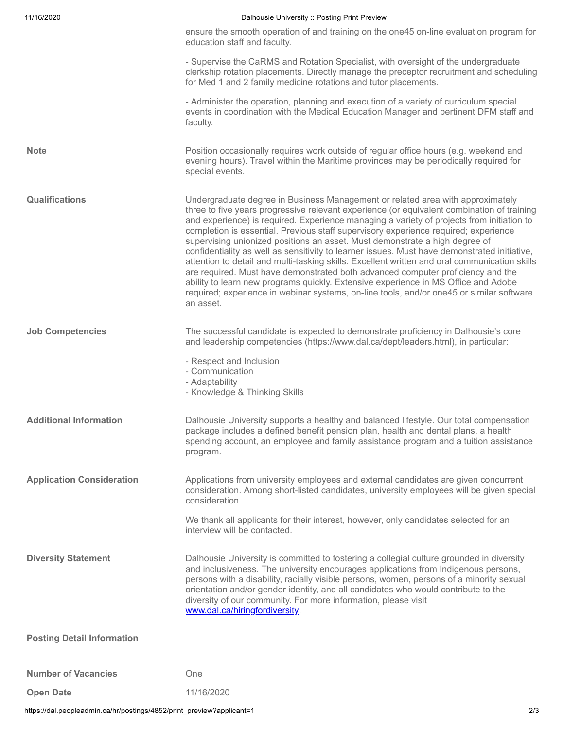ensure the smooth operation of and training on the one45 on-line evaluation program for education staff and faculty.

- Supervise the CaRMS and Rotation Specialist, with oversight of the undergraduate clerkship rotation placements. Directly manage the preceptor recruitment and scheduling for Med 1 and 2 family medicine rotations and tutor placements.

- Administer the operation, planning and execution of a variety of curriculum special events in coordination with the Medical Education Manager and pertinent DFM staff and faculty.

**Note**

Position occasionally requires work outside of regular office hours (e.g. weekend and evening hours). Travel within the Maritime provinces may be periodically required for special events.

**Qualifications**

Undergraduate degree in Business Management or related area with approximately three to five years progressive relevant experience (or equivalent combination of training and experience) is required. Experience managing a variety of projects from initiation to completion is essential. Previous staff supervisory experience required; experience supervising unionized positions an asset. Must demonstrate a high degree of confidentiality as well as sensitivity to learner issues. Must have demonstrated initiative, attention to detail and multi-tasking skills. Excellent written and oral communication skills are required. Must have demonstrated both advanced computer proficiency and the ability to learn new programs quickly. Extensive experience in MS Office and Adobe required; experience in webinar systems, on-line tools, and/or one45 or similar software an asset.

**Job Competencies**

The successful candidate is expected to demonstrate proficiency in Dalhousie's core and leadership competencies (https://www.dal.ca/dept/leaders.html), in particular:

- Respect and Inclusion
- Communication
- Adaptability
- Knowledge & Thinking Skills

**Additional Information**

Dalhousie University supports a healthy and balanced lifestyle. Our total compensation package includes a defined benefit pension plan, health and dental plans, a health spending account, an employee and family assistance program and a tuition assistance program.

**Application Consideration**

Applications from university employees and external candidates are given concurrent consideration. Among short-listed candidates, university employees will be given special consideration.

We thank all applicants for their interest, however, only candidates selected for an interview will be contacted.

**Diversity Statement**

Dalhousie University is committed to fostering a collegial culture grounded in diversity and inclusiveness. The university encourages applications from Indigenous persons, persons with a disability, racially visible persons, women, persons of a minority sexual orientation and/or gender identity, and all candidates who would contribute to the diversity of our community. For more information, please visit www.dal.ca/hiringfordiversity.

**Posting Detail Information**

**Number of Vacancies** One

**Open Date** 11/16/2020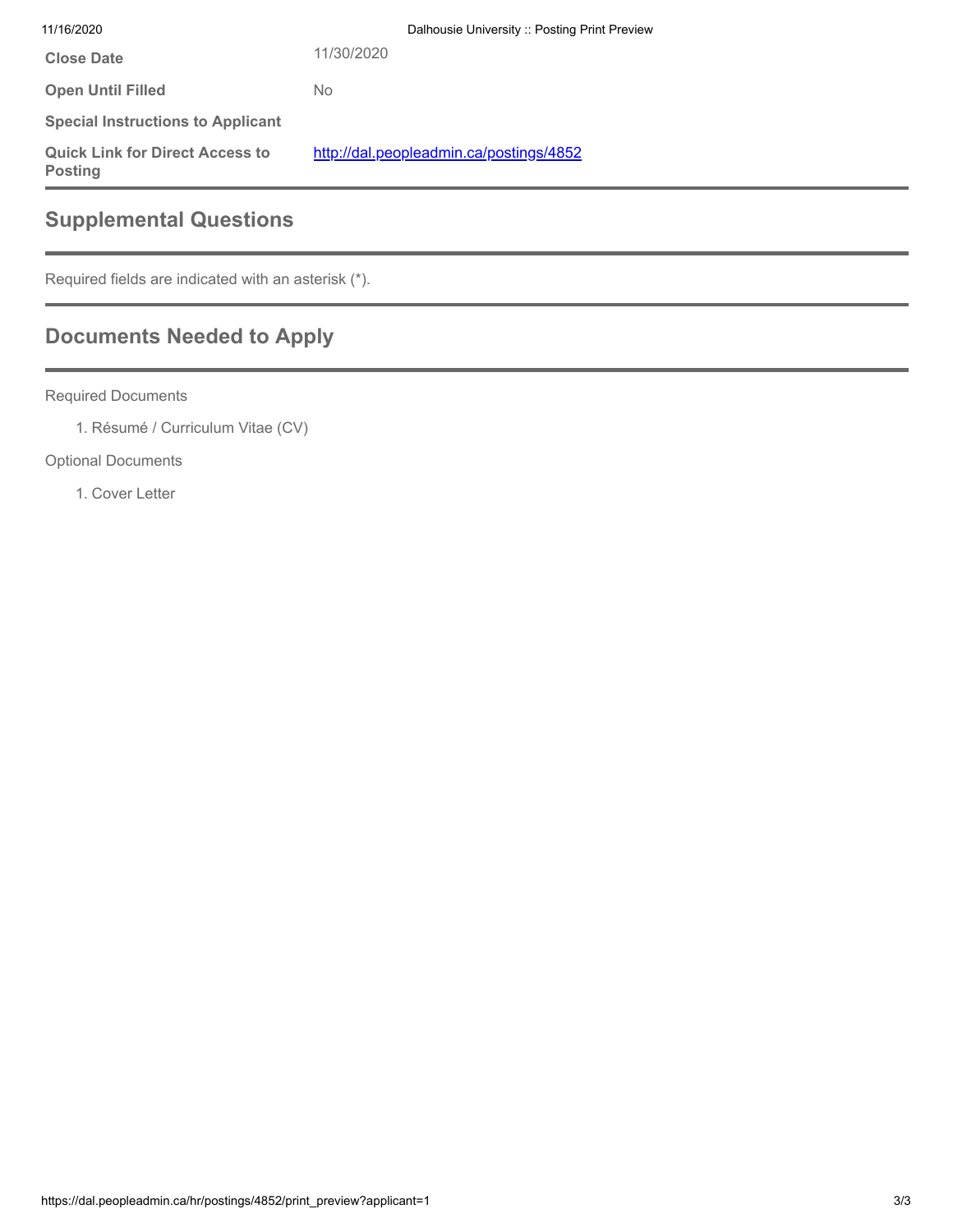| | |
|---|---|
| **Close Date** | 11/30/2020 |
| **Open Until Filled** | No |
| **Special Instructions to Applicant** | |
| **Quick Link for Direct Access to Posting** | http://dal.peopleadmin.ca/postings/4852 |

## Supplemental Questions

Required fields are indicated with an asterisk (*).

## Documents Needed to Apply

Required Documents

1. Résumé / Curriculum Vitae (CV)

Optional Documents

1. Cover Letter